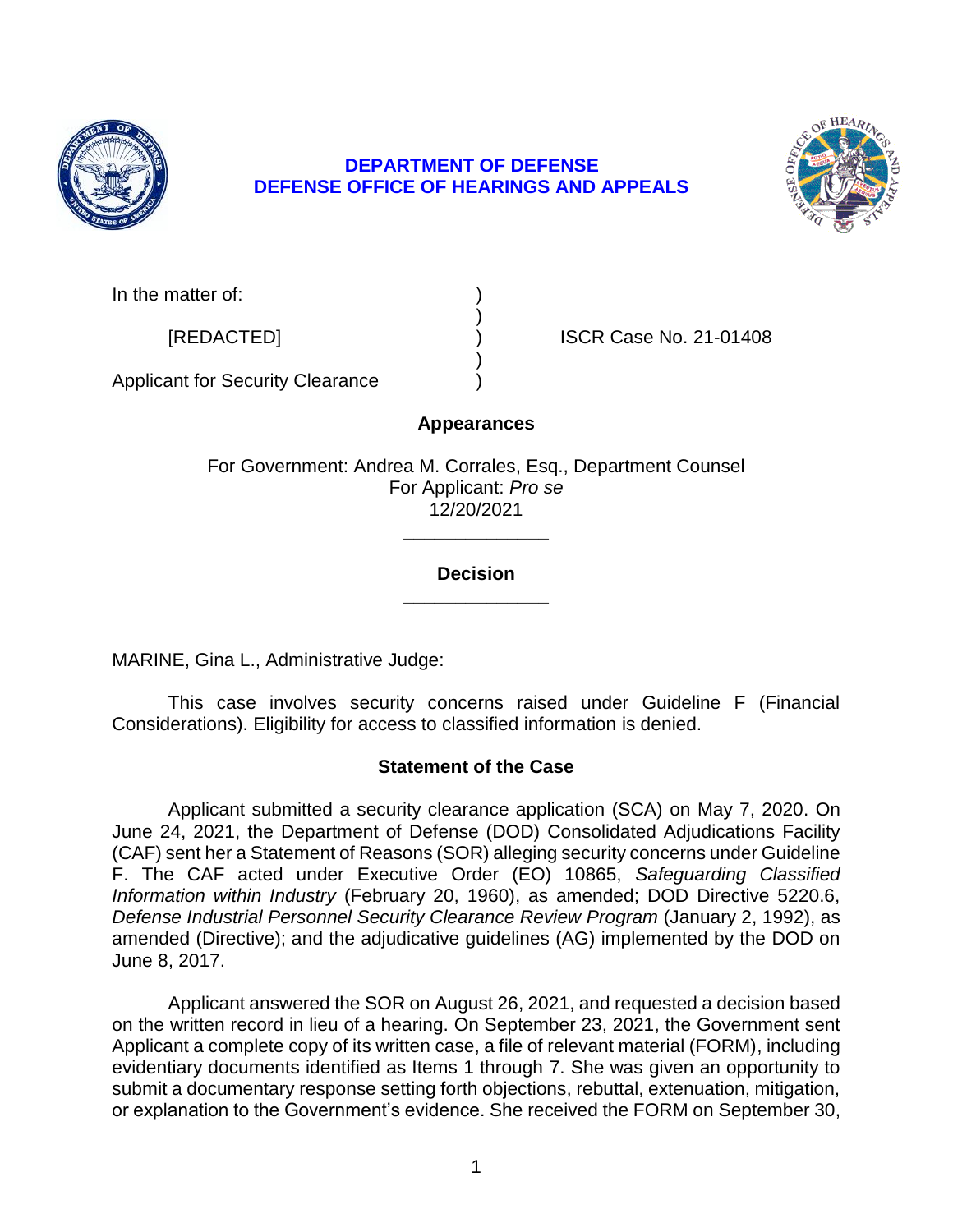**DEPARTMENT OF DEFENSE**
**DEFENSE OFFICE OF HEARINGS AND APPEALS**

| | | |
|---|---|---|
| In the matter of: | ) | |
| | ) | |
| [REDACTED] | ) | ISCR Case No. 21-01408 |
| | ) | |
| Applicant for Security Clearance | ) | |

**Appearances**

For Government: Andrea M. Corrales, Esq., Department Counsel
For Applicant: *Pro se*
12/20/2021

______________

**Decision**

______________

MARINE, Gina L., Administrative Judge:

This case involves security concerns raised under Guideline F (Financial Considerations). Eligibility for access to classified information is denied.

**Statement of the Case**

Applicant submitted a security clearance application (SCA) on May 7, 2020. On June 24, 2021, the Department of Defense (DOD) Consolidated Adjudications Facility (CAF) sent her a Statement of Reasons (SOR) alleging security concerns under Guideline F. The CAF acted under Executive Order (EO) 10865, *Safeguarding Classified Information within Industry* (February 20, 1960), as amended; DOD Directive 5220.6, *Defense Industrial Personnel Security Clearance Review Program* (January 2, 1992), as amended (Directive); and the adjudicative guidelines (AG) implemented by the DOD on June 8, 2017.

Applicant answered the SOR on August 26, 2021, and requested a decision based on the written record in lieu of a hearing. On September 23, 2021, the Government sent Applicant a complete copy of its written case, a file of relevant material (FORM), including evidentiary documents identified as Items 1 through 7. She was given an opportunity to submit a documentary response setting forth objections, rebuttal, extenuation, mitigation, or explanation to the Government's evidence. She received the FORM on September 30,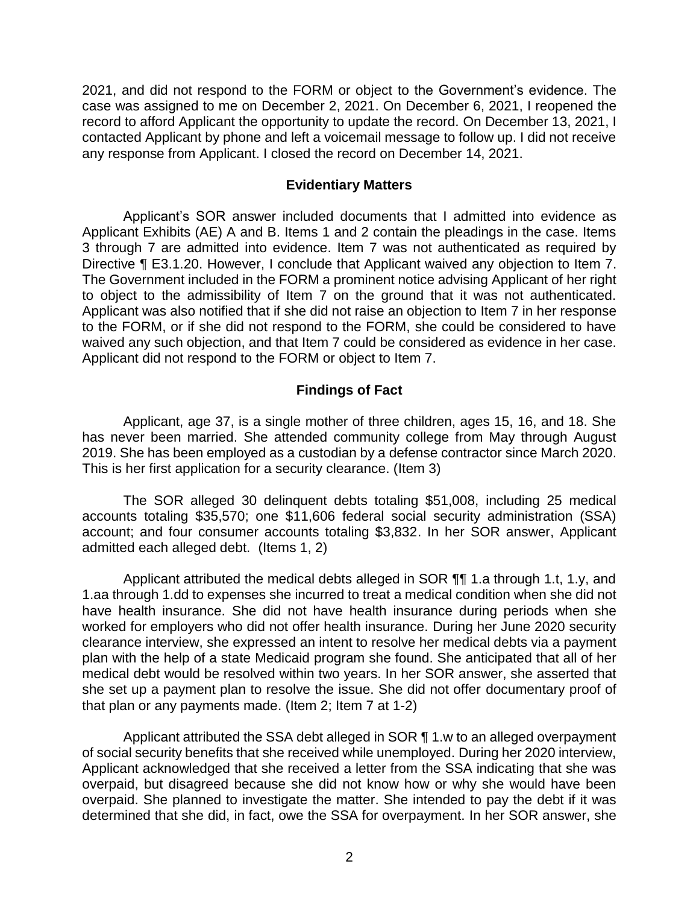2021, and did not respond to the FORM or object to the Government's evidence. The case was assigned to me on December 2, 2021. On December 6, 2021, I reopened the record to afford Applicant the opportunity to update the record. On December 13, 2021, I contacted Applicant by phone and left a voicemail message to follow up. I did not receive any response from Applicant. I closed the record on December 14, 2021.

## Evidentiary Matters

Applicant's SOR answer included documents that I admitted into evidence as Applicant Exhibits (AE) A and B. Items 1 and 2 contain the pleadings in the case. Items 3 through 7 are admitted into evidence. Item 7 was not authenticated as required by Directive ¶ E3.1.20. However, I conclude that Applicant waived any objection to Item 7. The Government included in the FORM a prominent notice advising Applicant of her right to object to the admissibility of Item 7 on the ground that it was not authenticated. Applicant was also notified that if she did not raise an objection to Item 7 in her response to the FORM, or if she did not respond to the FORM, she could be considered to have waived any such objection, and that Item 7 could be considered as evidence in her case. Applicant did not respond to the FORM or object to Item 7.

## Findings of Fact

Applicant, age 37, is a single mother of three children, ages 15, 16, and 18. She has never been married. She attended community college from May through August 2019. She has been employed as a custodian by a defense contractor since March 2020. This is her first application for a security clearance. (Item 3)

The SOR alleged 30 delinquent debts totaling $51,008, including 25 medical accounts totaling $35,570; one $11,606 federal social security administration (SSA) account; and four consumer accounts totaling $3,832. In her SOR answer, Applicant admitted each alleged debt. (Items 1, 2)

Applicant attributed the medical debts alleged in SOR ¶¶ 1.a through 1.t, 1.y, and 1.aa through 1.dd to expenses she incurred to treat a medical condition when she did not have health insurance. She did not have health insurance during periods when she worked for employers who did not offer health insurance. During her June 2020 security clearance interview, she expressed an intent to resolve her medical debts via a payment plan with the help of a state Medicaid program she found. She anticipated that all of her medical debt would be resolved within two years. In her SOR answer, she asserted that she set up a payment plan to resolve the issue. She did not offer documentary proof of that plan or any payments made. (Item 2; Item 7 at 1-2)

Applicant attributed the SSA debt alleged in SOR ¶ 1.w to an alleged overpayment of social security benefits that she received while unemployed. During her 2020 interview, Applicant acknowledged that she received a letter from the SSA indicating that she was overpaid, but disagreed because she did not know how or why she would have been overpaid. She planned to investigate the matter. She intended to pay the debt if it was determined that she did, in fact, owe the SSA for overpayment. In her SOR answer, she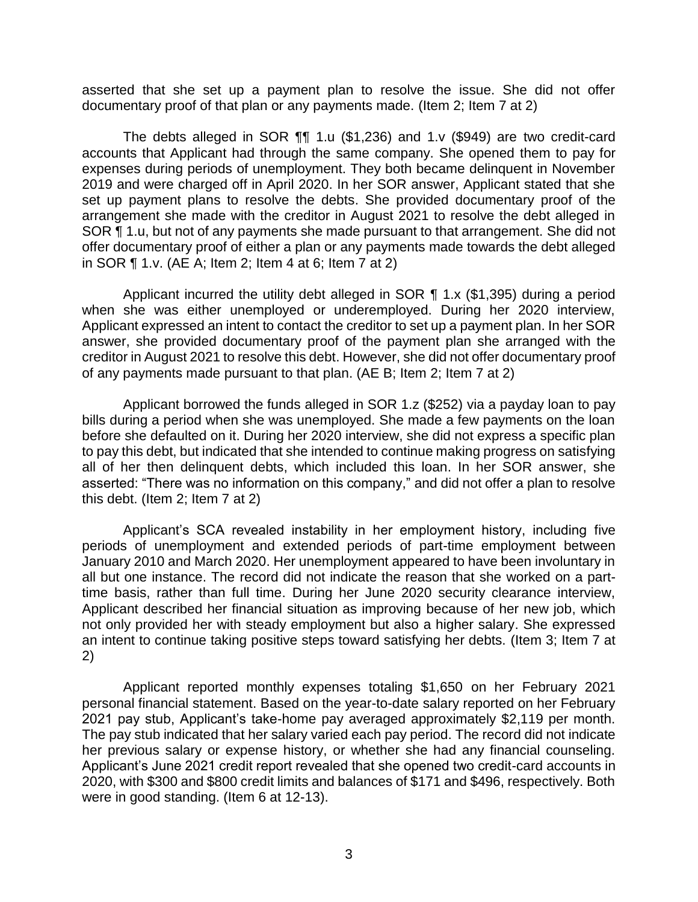asserted that she set up a payment plan to resolve the issue. She did not offer documentary proof of that plan or any payments made. (Item 2; Item 7 at 2)

The debts alleged in SOR ¶¶ 1.u ($1,236) and 1.v ($949) are two credit-card accounts that Applicant had through the same company. She opened them to pay for expenses during periods of unemployment. They both became delinquent in November 2019 and were charged off in April 2020. In her SOR answer, Applicant stated that she set up payment plans to resolve the debts. She provided documentary proof of the arrangement she made with the creditor in August 2021 to resolve the debt alleged in SOR ¶ 1.u, but not of any payments she made pursuant to that arrangement. She did not offer documentary proof of either a plan or any payments made towards the debt alleged in SOR ¶ 1.v. (AE A; Item 2; Item 4 at 6; Item 7 at 2)

Applicant incurred the utility debt alleged in SOR ¶ 1.x ($1,395) during a period when she was either unemployed or underemployed. During her 2020 interview, Applicant expressed an intent to contact the creditor to set up a payment plan. In her SOR answer, she provided documentary proof of the payment plan she arranged with the creditor in August 2021 to resolve this debt. However, she did not offer documentary proof of any payments made pursuant to that plan. (AE B; Item 2; Item 7 at 2)

Applicant borrowed the funds alleged in SOR 1.z ($252) via a payday loan to pay bills during a period when she was unemployed. She made a few payments on the loan before she defaulted on it. During her 2020 interview, she did not express a specific plan to pay this debt, but indicated that she intended to continue making progress on satisfying all of her then delinquent debts, which included this loan. In her SOR answer, she asserted: "There was no information on this company," and did not offer a plan to resolve this debt. (Item 2; Item 7 at 2)

Applicant's SCA revealed instability in her employment history, including five periods of unemployment and extended periods of part-time employment between January 2010 and March 2020. Her unemployment appeared to have been involuntary in all but one instance. The record did not indicate the reason that she worked on a part-time basis, rather than full time. During her June 2020 security clearance interview, Applicant described her financial situation as improving because of her new job, which not only provided her with steady employment but also a higher salary. She expressed an intent to continue taking positive steps toward satisfying her debts. (Item 3; Item 7 at 2)

Applicant reported monthly expenses totaling $1,650 on her February 2021 personal financial statement. Based on the year-to-date salary reported on her February 2021 pay stub, Applicant's take-home pay averaged approximately $2,119 per month. The pay stub indicated that her salary varied each pay period. The record did not indicate her previous salary or expense history, or whether she had any financial counseling. Applicant's June 2021 credit report revealed that she opened two credit-card accounts in 2020, with $300 and $800 credit limits and balances of $171 and $496, respectively. Both were in good standing. (Item 6 at 12-13).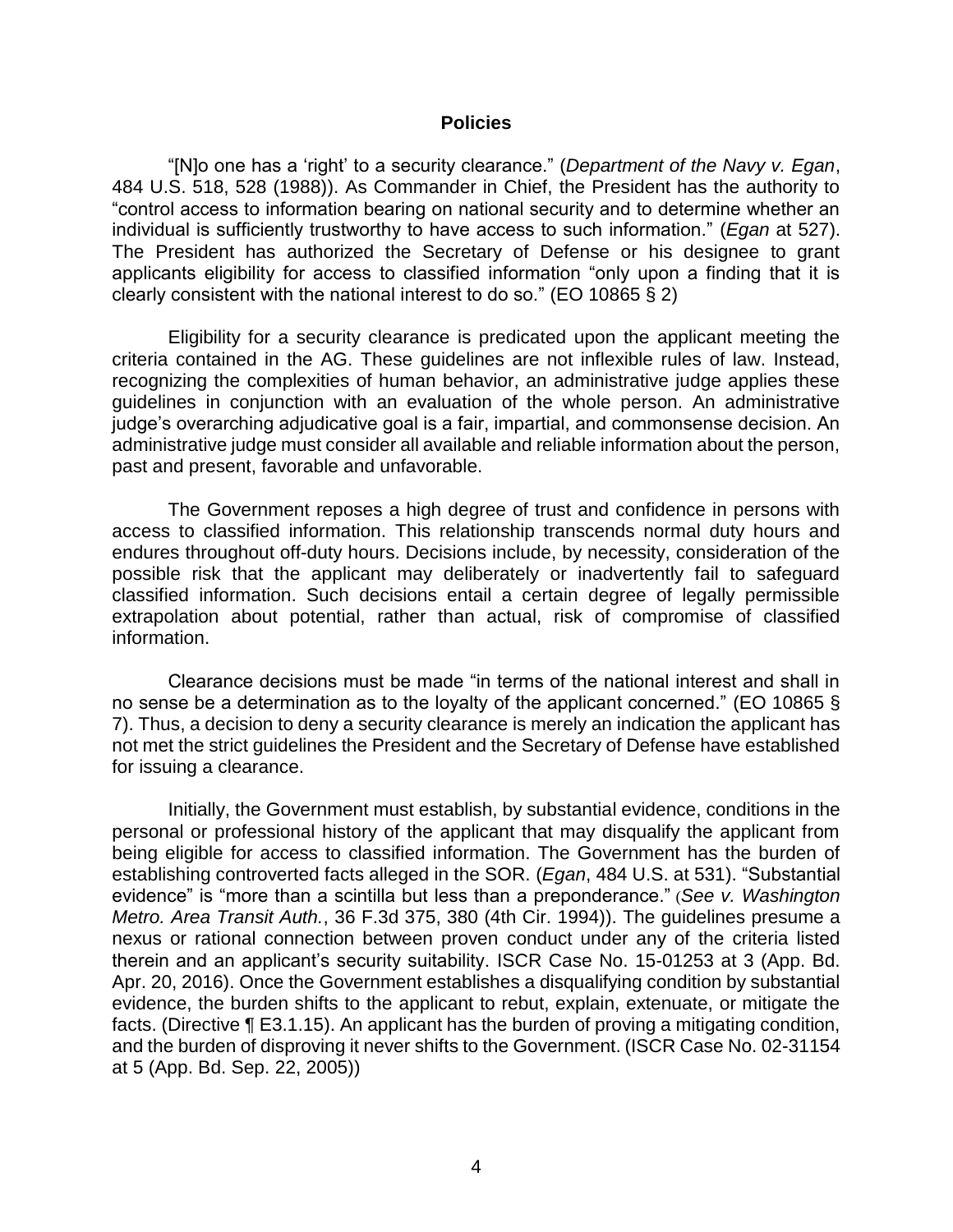## Policies

"[N]o one has a 'right' to a security clearance." (*Department of the Navy v. Egan*, 484 U.S. 518, 528 (1988)). As Commander in Chief, the President has the authority to "control access to information bearing on national security and to determine whether an individual is sufficiently trustworthy to have access to such information." (*Egan* at 527). The President has authorized the Secretary of Defense or his designee to grant applicants eligibility for access to classified information "only upon a finding that it is clearly consistent with the national interest to do so." (EO 10865 § 2)

Eligibility for a security clearance is predicated upon the applicant meeting the criteria contained in the AG. These guidelines are not inflexible rules of law. Instead, recognizing the complexities of human behavior, an administrative judge applies these guidelines in conjunction with an evaluation of the whole person. An administrative judge's overarching adjudicative goal is a fair, impartial, and commonsense decision. An administrative judge must consider all available and reliable information about the person, past and present, favorable and unfavorable.

The Government reposes a high degree of trust and confidence in persons with access to classified information. This relationship transcends normal duty hours and endures throughout off-duty hours. Decisions include, by necessity, consideration of the possible risk that the applicant may deliberately or inadvertently fail to safeguard classified information. Such decisions entail a certain degree of legally permissible extrapolation about potential, rather than actual, risk of compromise of classified information.

Clearance decisions must be made "in terms of the national interest and shall in no sense be a determination as to the loyalty of the applicant concerned." (EO 10865 § 7). Thus, a decision to deny a security clearance is merely an indication the applicant has not met the strict guidelines the President and the Secretary of Defense have established for issuing a clearance.

Initially, the Government must establish, by substantial evidence, conditions in the personal or professional history of the applicant that may disqualify the applicant from being eligible for access to classified information. The Government has the burden of establishing controverted facts alleged in the SOR. (*Egan*, 484 U.S. at 531). "Substantial evidence" is "more than a scintilla but less than a preponderance." (*See v. Washington Metro. Area Transit Auth.*, 36 F.3d 375, 380 (4th Cir. 1994)). The guidelines presume a nexus or rational connection between proven conduct under any of the criteria listed therein and an applicant's security suitability. ISCR Case No. 15-01253 at 3 (App. Bd. Apr. 20, 2016). Once the Government establishes a disqualifying condition by substantial evidence, the burden shifts to the applicant to rebut, explain, extenuate, or mitigate the facts. (Directive ¶ E3.1.15). An applicant has the burden of proving a mitigating condition, and the burden of disproving it never shifts to the Government. (ISCR Case No. 02-31154 at 5 (App. Bd. Sep. 22, 2005))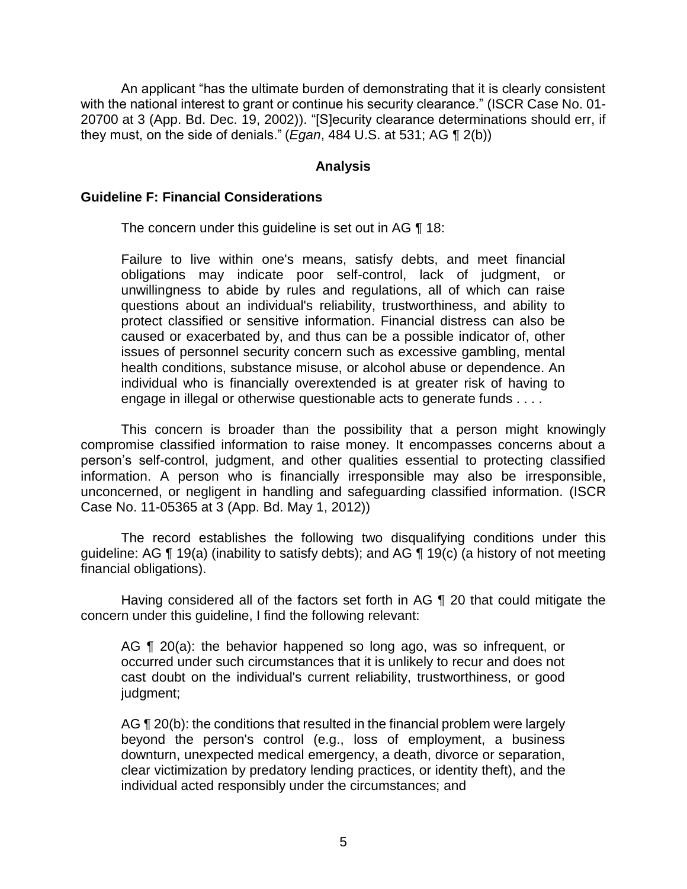An applicant "has the ultimate burden of demonstrating that it is clearly consistent with the national interest to grant or continue his security clearance." (ISCR Case No. 01-20700 at 3 (App. Bd. Dec. 19, 2002)). "[S]ecurity clearance determinations should err, if they must, on the side of denials." (*Egan*, 484 U.S. at 531; AG ¶ 2(b))

## Analysis

### Guideline F: Financial Considerations

The concern under this guideline is set out in AG ¶ 18:

> Failure to live within one's means, satisfy debts, and meet financial obligations may indicate poor self-control, lack of judgment, or unwillingness to abide by rules and regulations, all of which can raise questions about an individual's reliability, trustworthiness, and ability to protect classified or sensitive information. Financial distress can also be caused or exacerbated by, and thus can be a possible indicator of, other issues of personnel security concern such as excessive gambling, mental health conditions, substance misuse, or alcohol abuse or dependence. An individual who is financially overextended is at greater risk of having to engage in illegal or otherwise questionable acts to generate funds . . . .

This concern is broader than the possibility that a person might knowingly compromise classified information to raise money. It encompasses concerns about a person's self-control, judgment, and other qualities essential to protecting classified information. A person who is financially irresponsible may also be irresponsible, unconcerned, or negligent in handling and safeguarding classified information. (ISCR Case No. 11-05365 at 3 (App. Bd. May 1, 2012))

The record establishes the following two disqualifying conditions under this guideline: AG ¶ 19(a) (inability to satisfy debts); and AG ¶ 19(c) (a history of not meeting financial obligations).

Having considered all of the factors set forth in AG ¶ 20 that could mitigate the concern under this guideline, I find the following relevant:

> AG ¶ 20(a): the behavior happened so long ago, was so infrequent, or occurred under such circumstances that it is unlikely to recur and does not cast doubt on the individual's current reliability, trustworthiness, or good judgment;
>
> AG ¶ 20(b): the conditions that resulted in the financial problem were largely beyond the person's control (e.g., loss of employment, a business downturn, unexpected medical emergency, a death, divorce or separation, clear victimization by predatory lending practices, or identity theft), and the individual acted responsibly under the circumstances; and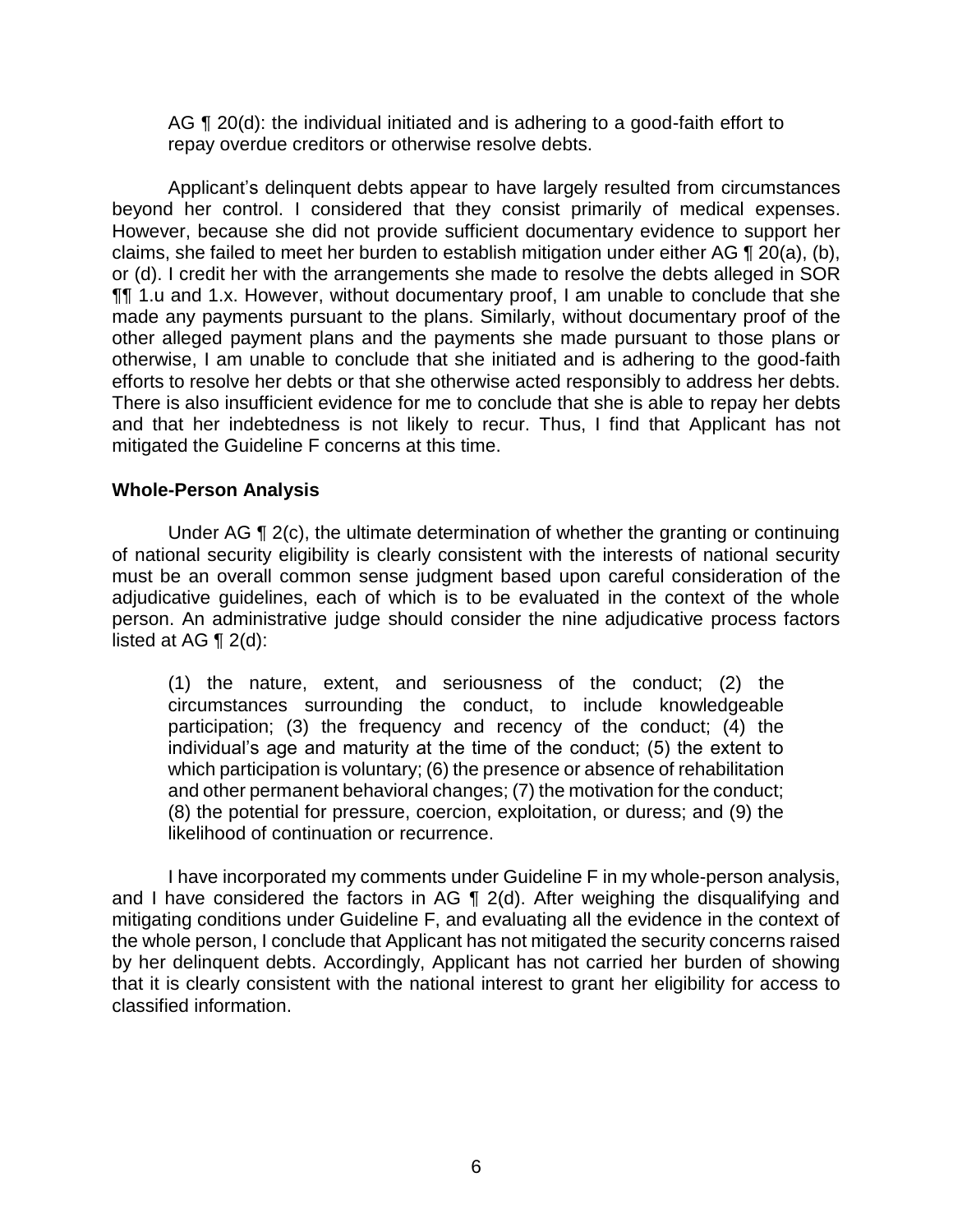AG ¶ 20(d): the individual initiated and is adhering to a good-faith effort to repay overdue creditors or otherwise resolve debts.

Applicant's delinquent debts appear to have largely resulted from circumstances beyond her control. I considered that they consist primarily of medical expenses. However, because she did not provide sufficient documentary evidence to support her claims, she failed to meet her burden to establish mitigation under either AG ¶ 20(a), (b), or (d). I credit her with the arrangements she made to resolve the debts alleged in SOR ¶¶ 1.u and 1.x. However, without documentary proof, I am unable to conclude that she made any payments pursuant to the plans. Similarly, without documentary proof of the other alleged payment plans and the payments she made pursuant to those plans or otherwise, I am unable to conclude that she initiated and is adhering to the good-faith efforts to resolve her debts or that she otherwise acted responsibly to address her debts. There is also insufficient evidence for me to conclude that she is able to repay her debts and that her indebtedness is not likely to recur. Thus, I find that Applicant has not mitigated the Guideline F concerns at this time.

**Whole-Person Analysis**

Under AG ¶ 2(c), the ultimate determination of whether the granting or continuing of national security eligibility is clearly consistent with the interests of national security must be an overall common sense judgment based upon careful consideration of the adjudicative guidelines, each of which is to be evaluated in the context of the whole person. An administrative judge should consider the nine adjudicative process factors listed at AG ¶ 2(d):

(1) the nature, extent, and seriousness of the conduct; (2) the circumstances surrounding the conduct, to include knowledgeable participation; (3) the frequency and recency of the conduct; (4) the individual's age and maturity at the time of the conduct; (5) the extent to which participation is voluntary; (6) the presence or absence of rehabilitation and other permanent behavioral changes; (7) the motivation for the conduct; (8) the potential for pressure, coercion, exploitation, or duress; and (9) the likelihood of continuation or recurrence.

I have incorporated my comments under Guideline F in my whole-person analysis, and I have considered the factors in AG ¶ 2(d). After weighing the disqualifying and mitigating conditions under Guideline F, and evaluating all the evidence in the context of the whole person, I conclude that Applicant has not mitigated the security concerns raised by her delinquent debts. Accordingly, Applicant has not carried her burden of showing that it is clearly consistent with the national interest to grant her eligibility for access to classified information.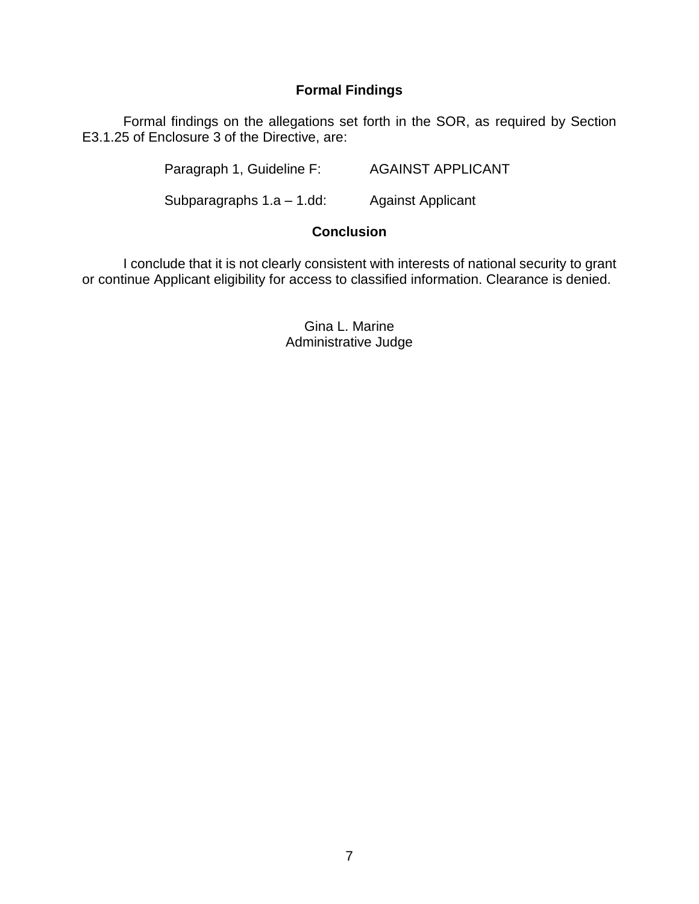## Formal Findings

Formal findings on the allegations set forth in the SOR, as required by Section E3.1.25 of Enclosure 3 of the Directive, are:

| | |
|---|---|
| Paragraph 1, Guideline F: | AGAINST APPLICANT |
| Subparagraphs 1.a – 1.dd: | Against Applicant |

## Conclusion

I conclude that it is not clearly consistent with interests of national security to grant or continue Applicant eligibility for access to classified information. Clearance is denied.

Gina L. Marine
Administrative Judge